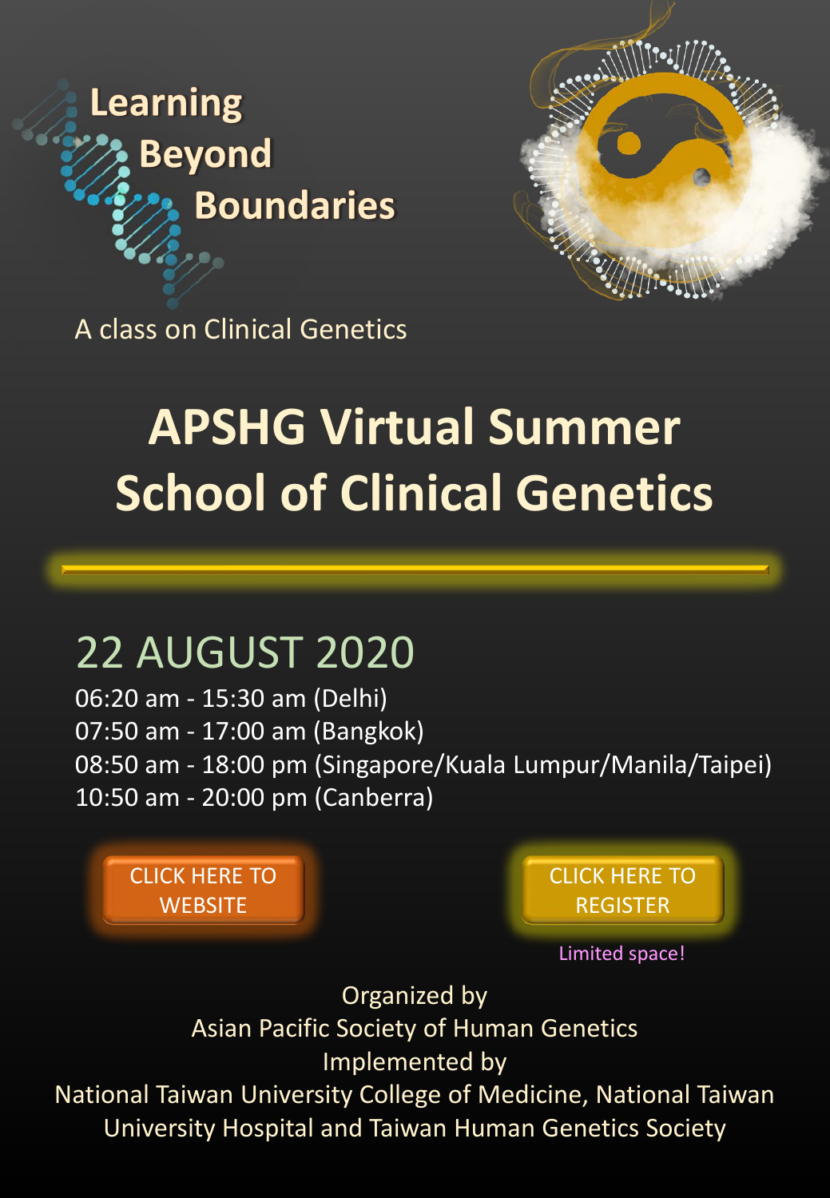Learning
Beyond
Boundaries

A class on Clinical Genetics

# APSHG Virtual Summer School of Clinical Genetics

## 22 AUGUST 2020

06:20 am - 15:30 am (Delhi)
07:50 am - 17:00 am (Bangkok)
08:50 am - 18:00 pm (Singapore/Kuala Lumpur/Manila/Taipei)
10:50 am - 20:00 pm (Canberra)

CLICK HERE TO WEBSITE

CLICK HERE TO REGISTER

Limited space!

Organized by
Asian Pacific Society of Human Genetics
Implemented by
National Taiwan University College of Medicine, National Taiwan University Hospital and Taiwan Human Genetics Society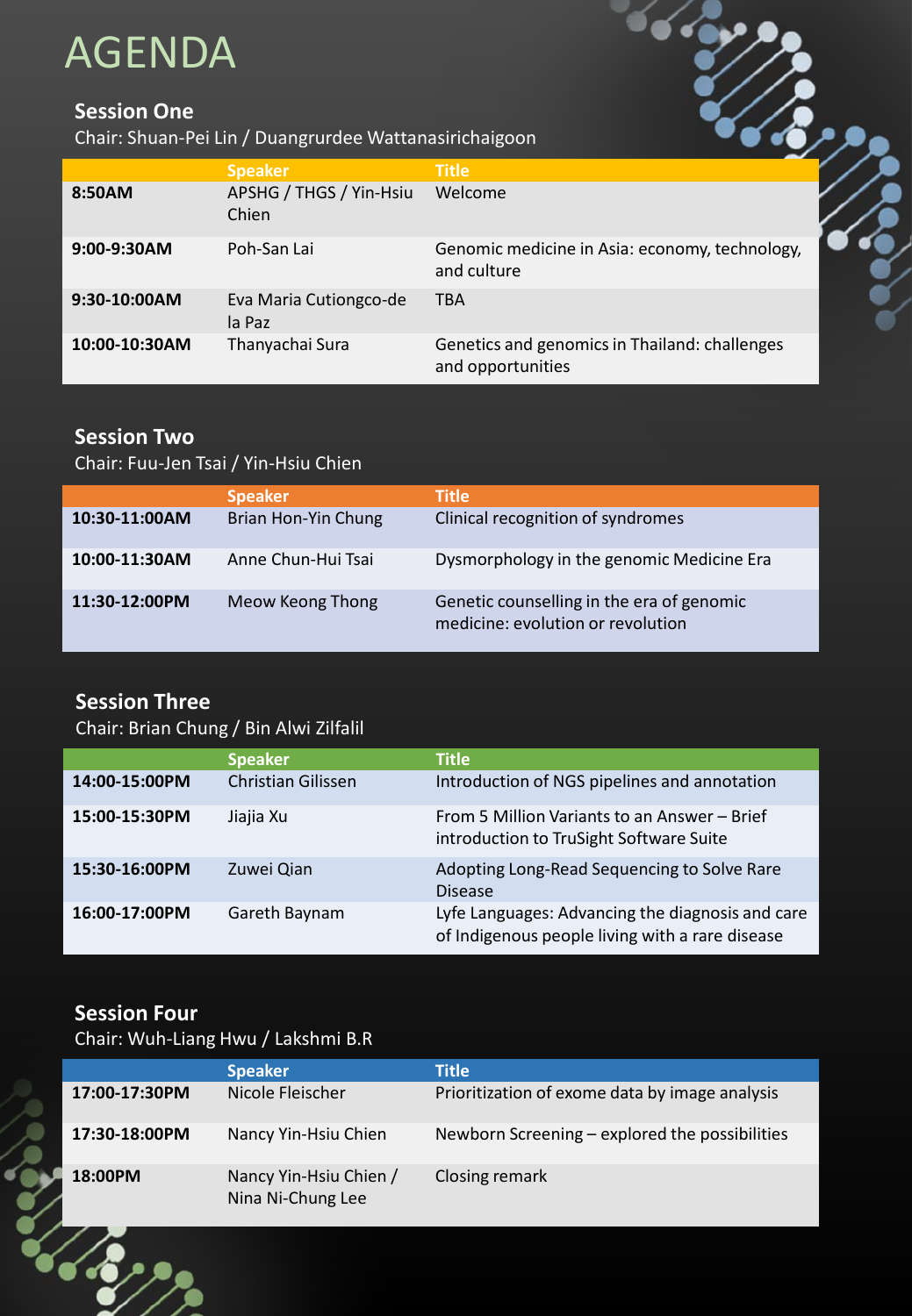# AGENDA

## Session One

Chair: Shuan-Pei Lin / Duangrurdee Wattanasirichaigoon

| | Speaker | Title |
|---|---|---|
| **8:50AM** | APSHG / THGS / Yin-Hsiu Chien | Welcome |
| **9:00-9:30AM** | Poh-San Lai | Genomic medicine in Asia: economy, technology, and culture |
| **9:30-10:00AM** | Eva Maria Cutiongco-de la Paz | TBA |
| **10:00-10:30AM** | Thanyachai Sura | Genetics and genomics in Thailand: challenges and opportunities |

## Session Two

Chair: Fuu-Jen Tsai / Yin-Hsiu Chien

| | Speaker | Title |
|---|---|---|
| **10:30-11:00AM** | Brian Hon-Yin Chung | Clinical recognition of syndromes |
| **10:00-11:30AM** | Anne Chun-Hui Tsai | Dysmorphology in the genomic Medicine Era |
| **11:30-12:00PM** | Meow Keong Thong | Genetic counselling in the era of genomic medicine: evolution or revolution |

## Session Three

Chair: Brian Chung / Bin Alwi Zilfalil

| | Speaker | Title |
|---|---|---|
| **14:00-15:00PM** | Christian Gilissen | Introduction of NGS pipelines and annotation |
| **15:00-15:30PM** | Jiajia Xu | From 5 Million Variants to an Answer – Brief introduction to TruSight Software Suite |
| **15:30-16:00PM** | Zuwei Qian | Adopting Long-Read Sequencing to Solve Rare Disease |
| **16:00-17:00PM** | Gareth Baynam | Lyfe Languages: Advancing the diagnosis and care of Indigenous people living with a rare disease |

## Session Four

Chair: Wuh-Liang Hwu / Lakshmi B.R

| | Speaker | Title |
|---|---|---|
| **17:00-17:30PM** | Nicole Fleischer | Prioritization of exome data by image analysis |
| **17:30-18:00PM** | Nancy Yin-Hsiu Chien | Newborn Screening – explored the possibilities |
| **18:00PM** | Nancy Yin-Hsiu Chien / Nina Ni-Chung Lee | Closing remark |